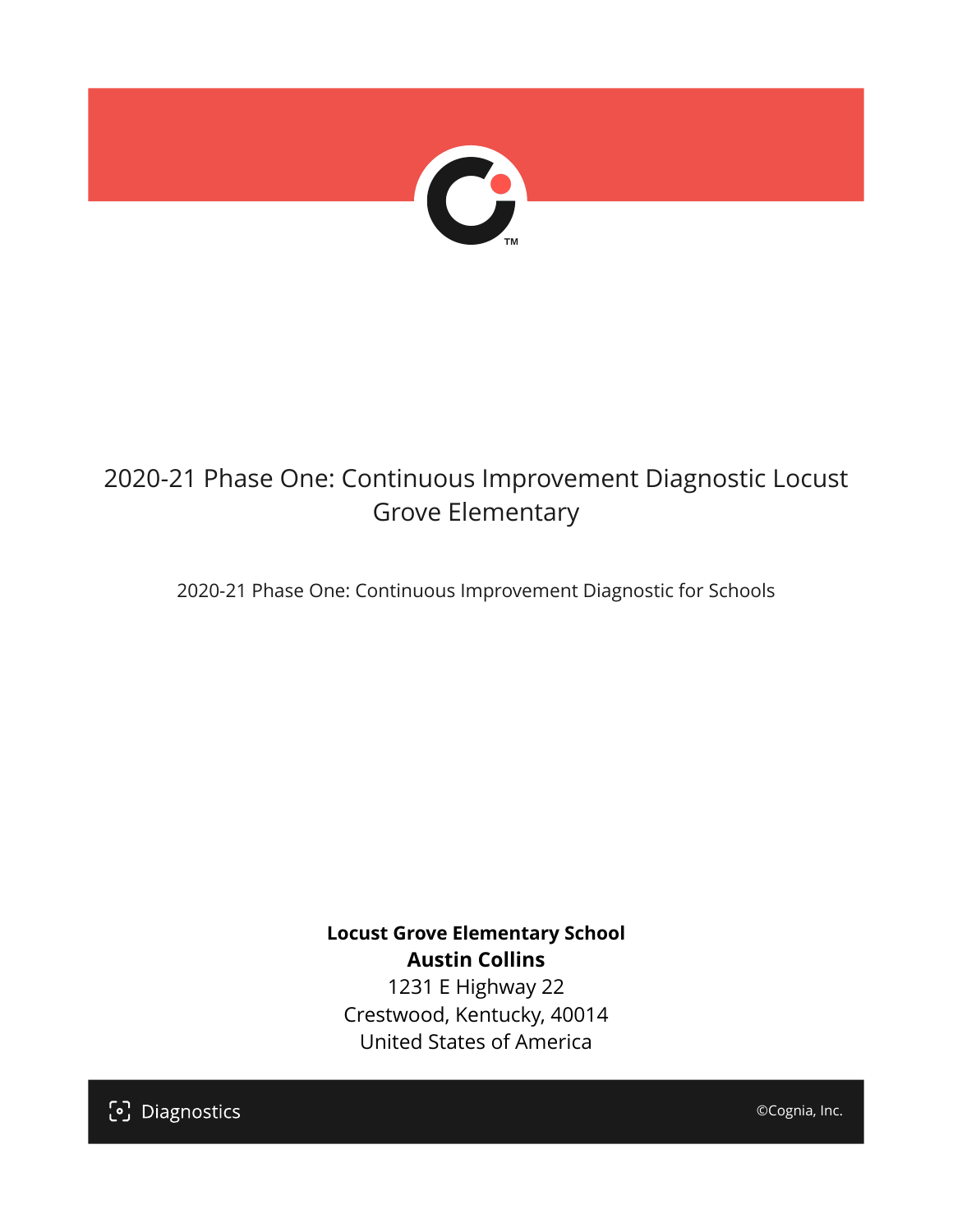# 2020-21 Phase One: Continuous Improvement Diagnostic Locust Grove Elementary

2020-21 Phase One: Continuous Improvement Diagnostic for Schools

**Locust Grove Elementary School**
**Austin Collins**
1231 E Highway 22
Crestwood, Kentucky, 40014
United States of America

Diagnostics

©Cognia, Inc.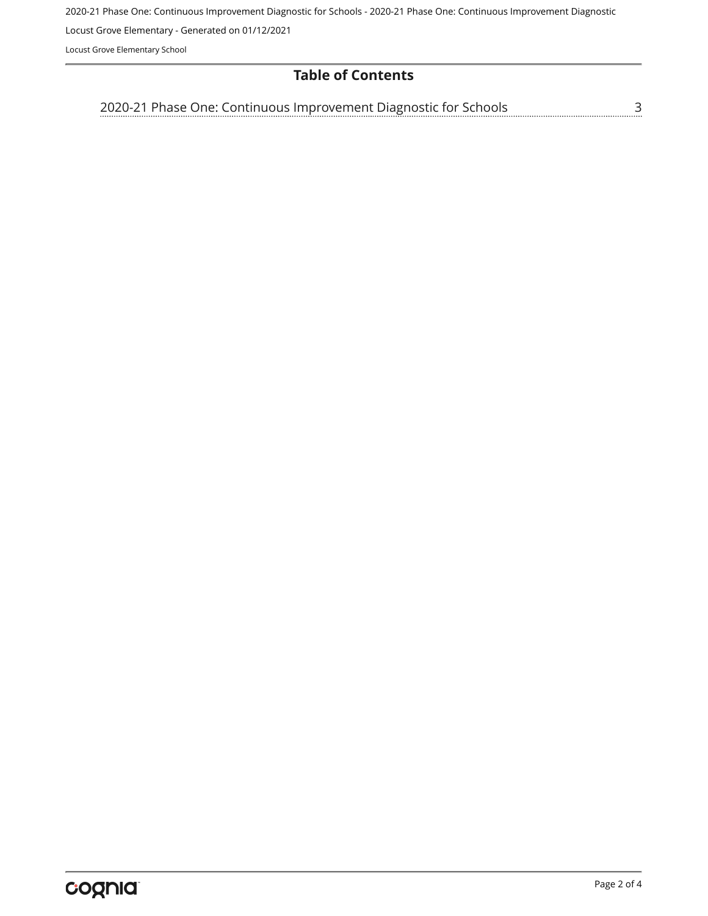## Table of Contents

2020-21 Phase One: Continuous Improvement Diagnostic for Schools ........ 3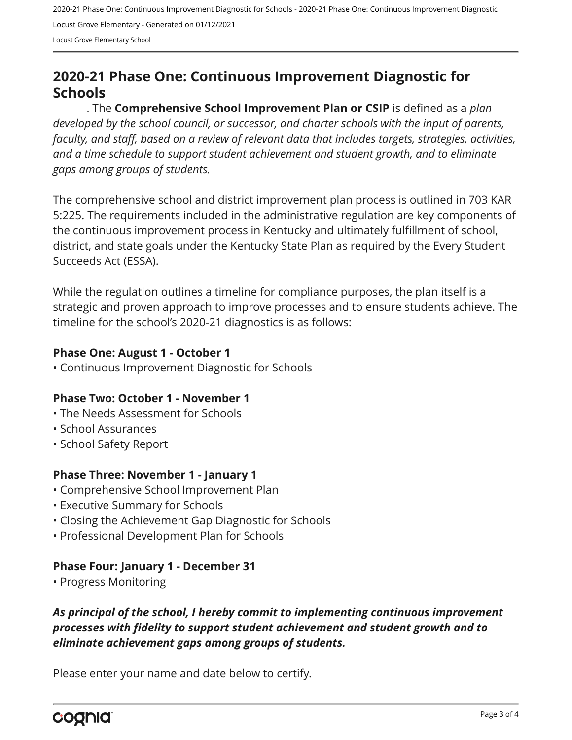# 2020-21 Phase One: Continuous Improvement Diagnostic for Schools

. The **Comprehensive School Improvement Plan or CSIP** is defined as a *plan developed by the school council, or successor, and charter schools with the input of parents, faculty, and staff, based on a review of relevant data that includes targets, strategies, activities, and a time schedule to support student achievement and student growth, and to eliminate gaps among groups of students.*

The comprehensive school and district improvement plan process is outlined in 703 KAR 5:225. The requirements included in the administrative regulation are key components of the continuous improvement process in Kentucky and ultimately fulfillment of school, district, and state goals under the Kentucky State Plan as required by the Every Student Succeeds Act (ESSA).

While the regulation outlines a timeline for compliance purposes, the plan itself is a strategic and proven approach to improve processes and to ensure students achieve. The timeline for the school's 2020-21 diagnostics is as follows:

**Phase One: August 1 - October 1**

- Continuous Improvement Diagnostic for Schools

**Phase Two: October 1 - November 1**

- The Needs Assessment for Schools
- School Assurances
- School Safety Report

**Phase Three: November 1 - January 1**

- Comprehensive School Improvement Plan
- Executive Summary for Schools
- Closing the Achievement Gap Diagnostic for Schools
- Professional Development Plan for Schools

**Phase Four: January 1 - December 31**

- Progress Monitoring

***As principal of the school, I hereby commit to implementing continuous improvement processes with fidelity to support student achievement and student growth and to eliminate achievement gaps among groups of students.***

Please enter your name and date below to certify.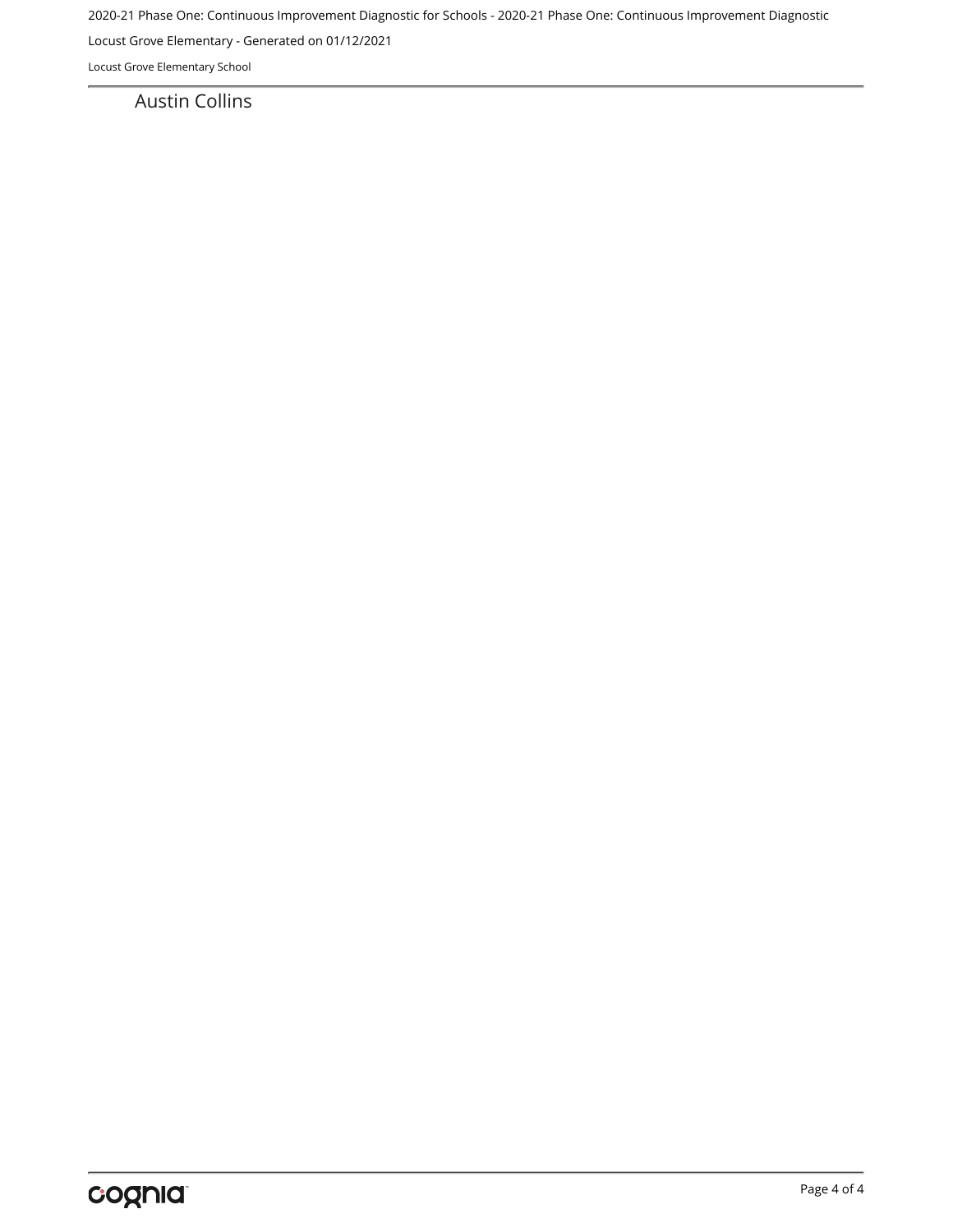Austin Collins